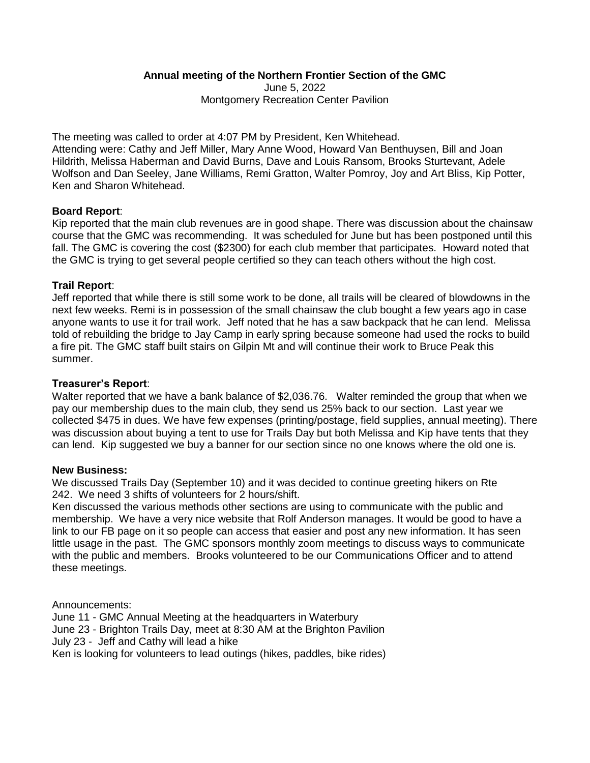**Annual meeting of the Northern Frontier Section of the GMC**

June 5, 2022

Montgomery Recreation Center Pavilion

The meeting was called to order at 4:07 PM by President, Ken Whitehead.
Attending were: Cathy and Jeff Miller, Mary Anne Wood, Howard Van Benthuysen, Bill and Joan Hildrith, Melissa Haberman and David Burns, Dave and Louis Ransom, Brooks Sturtevant, Adele Wolfson and Dan Seeley, Jane Williams, Remi Gratton, Walter Pomroy, Joy and Art Bliss, Kip Potter, Ken and Sharon Whitehead.

**Board Report**:
Kip reported that the main club revenues are in good shape. There was discussion about the chainsaw course that the GMC was recommending. It was scheduled for June but has been postponed until this fall. The GMC is covering the cost ($2300) for each club member that participates. Howard noted that the GMC is trying to get several people certified so they can teach others without the high cost.

**Trail Report**:
Jeff reported that while there is still some work to be done, all trails will be cleared of blowdowns in the next few weeks. Remi is in possession of the small chainsaw the club bought a few years ago in case anyone wants to use it for trail work. Jeff noted that he has a saw backpack that he can lend. Melissa told of rebuilding the bridge to Jay Camp in early spring because someone had used the rocks to build a fire pit. The GMC staff built stairs on Gilpin Mt and will continue their work to Bruce Peak this summer.

**Treasurer's Report**:
Walter reported that we have a bank balance of $2,036.76. Walter reminded the group that when we pay our membership dues to the main club, they send us 25% back to our section. Last year we collected $475 in dues. We have few expenses (printing/postage, field supplies, annual meeting). There was discussion about buying a tent to use for Trails Day but both Melissa and Kip have tents that they can lend. Kip suggested we buy a banner for our section since no one knows where the old one is.

**New Business:**
We discussed Trails Day (September 10) and it was decided to continue greeting hikers on Rte 242. We need 3 shifts of volunteers for 2 hours/shift.
Ken discussed the various methods other sections are using to communicate with the public and membership. We have a very nice website that Rolf Anderson manages. It would be good to have a link to our FB page on it so people can access that easier and post any new information. It has seen little usage in the past. The GMC sponsors monthly zoom meetings to discuss ways to communicate with the public and members. Brooks volunteered to be our Communications Officer and to attend these meetings.

Announcements:
June 11 - GMC Annual Meeting at the headquarters in Waterbury
June 23 - Brighton Trails Day, meet at 8:30 AM at the Brighton Pavilion
July 23 - Jeff and Cathy will lead a hike
Ken is looking for volunteers to lead outings (hikes, paddles, bike rides)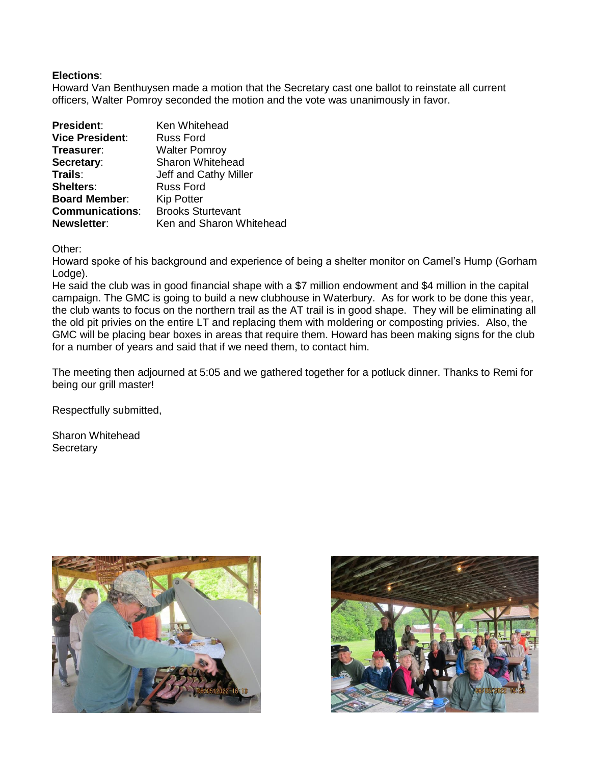**Elections**:
Howard Van Benthuysen made a motion that the Secretary cast one ballot to reinstate all current officers, Walter Pomroy seconded the motion and the vote was unanimously in favor.

| | |
|---|---|
| **President**: | Ken Whitehead |
| **Vice President**: | Russ Ford |
| **Treasurer**: | Walter Pomroy |
| **Secretary**: | Sharon Whitehead |
| **Trails**: | Jeff and Cathy Miller |
| **Shelters**: | Russ Ford |
| **Board Member**: | Kip Potter |
| **Communications**: | Brooks Sturtevant |
| **Newsletter**: | Ken and Sharon Whitehead |

Other:
Howard spoke of his background and experience of being a shelter monitor on Camel's Hump (Gorham Lodge).
He said the club was in good financial shape with a $7 million endowment and $4 million in the capital campaign. The GMC is going to build a new clubhouse in Waterbury. As for work to be done this year, the club wants to focus on the northern trail as the AT trail is in good shape. They will be eliminating all the old pit privies on the entire LT and replacing them with moldering or composting privies. Also, the GMC will be placing bear boxes in areas that require them. Howard has been making signs for the club for a number of years and said that if we need them, to contact him.

The meeting then adjourned at 5:05 and we gathered together for a potluck dinner. Thanks to Remi for being our grill master!

Respectfully submitted,

Sharon Whitehead
Secretary